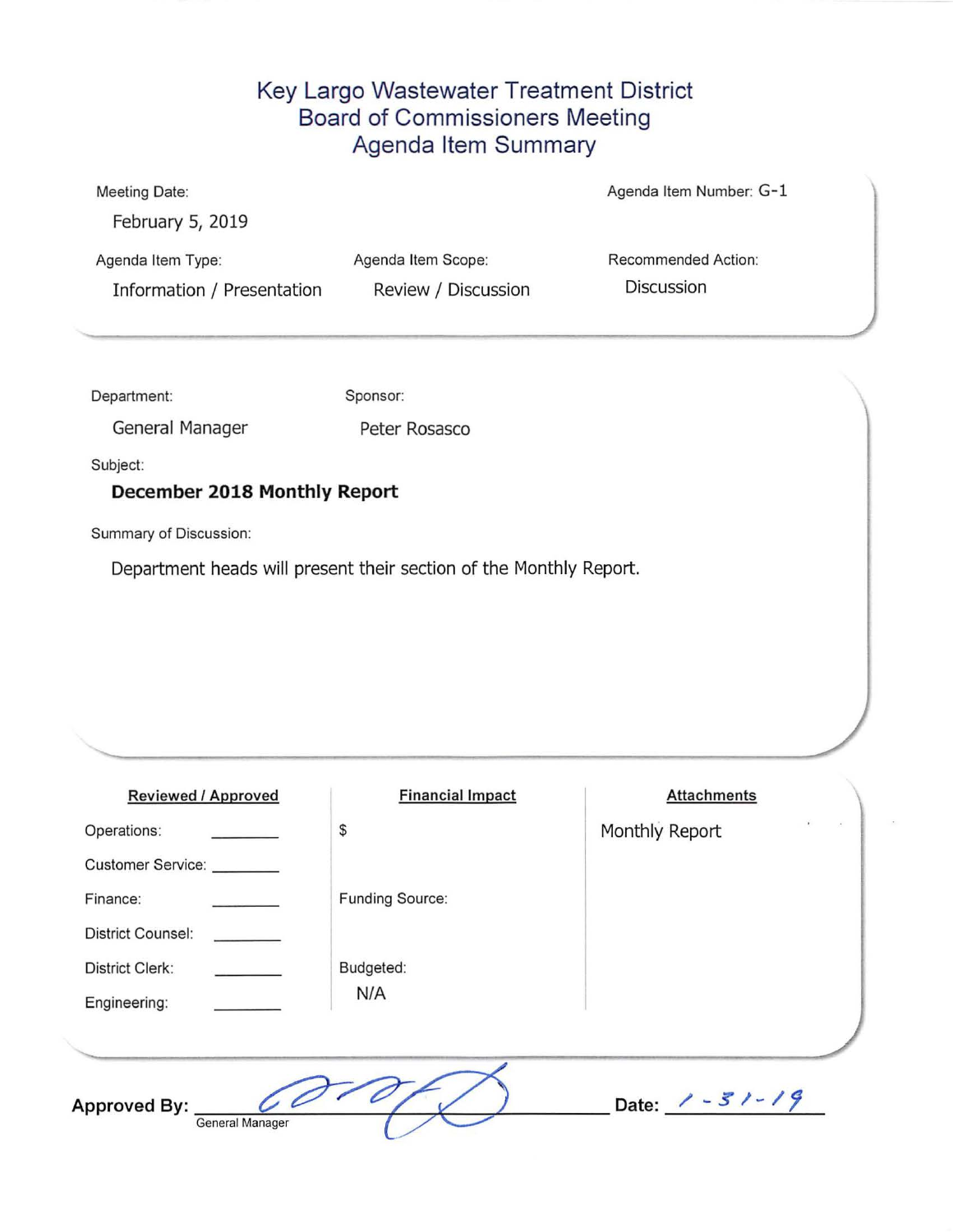# Key Largo Wastewater Treatment District
## Board of Commissioners Meeting
## Agenda Item Summary

**Meeting Date:** February 5, 2019

**Agenda Item Number:** G-1

**Agenda Item Type:** Information / Presentation

**Agenda Item Scope:** Review / Discussion

**Recommended Action:** Discussion

**Department:** General Manager

**Sponsor:** Peter Rosasco

**Subject:**

**December 2018 Monthly Report**

**Summary of Discussion:**

Department heads will present their section of the Monthly Report.

| Reviewed / Approved | | Financial Impact | Attachments |
|---|---|---|---|
| Operations: | ________ | $ | Monthly Report |
| Customer Service: | ________ | | |
| Finance: | ________ | Funding Source: | |
| District Counsel: | ________ | | |
| District Clerk: | ________ | Budgeted: | |
| Engineering: | ________ | N/A | |

**Approved By:** [signature]
General Manager

**Date:** 1-31-19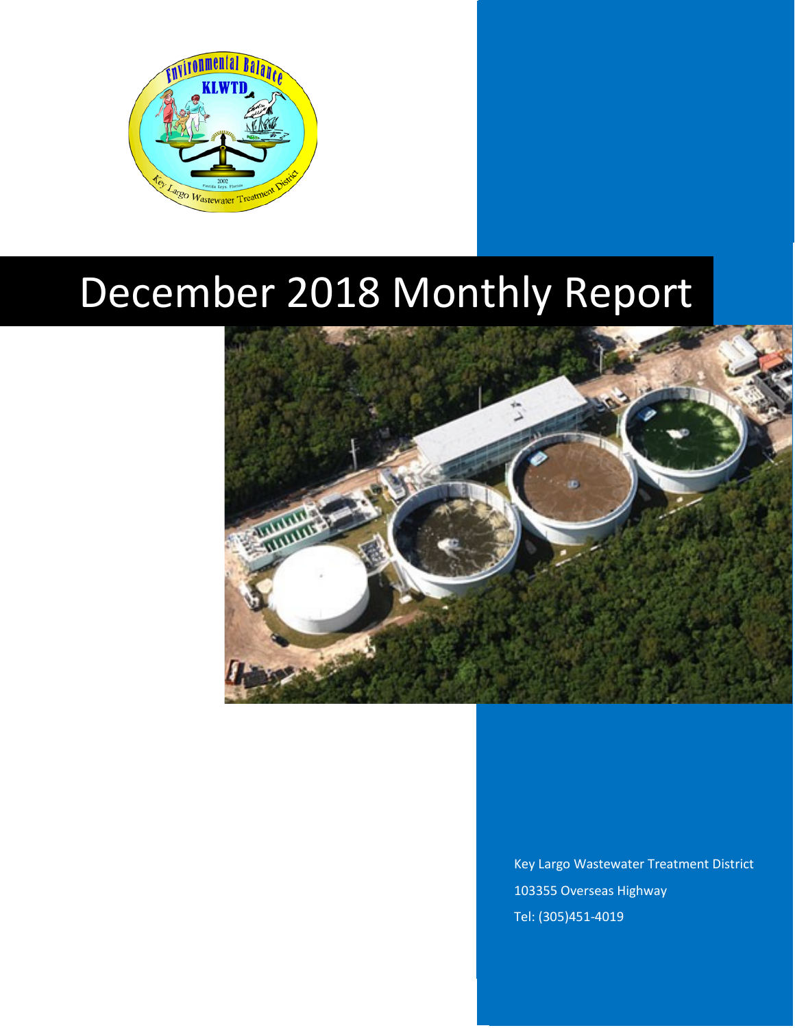# December 2018 Monthly Report

Key Largo Wastewater Treatment District

103355 Overseas Highway

Tel: (305)451-4019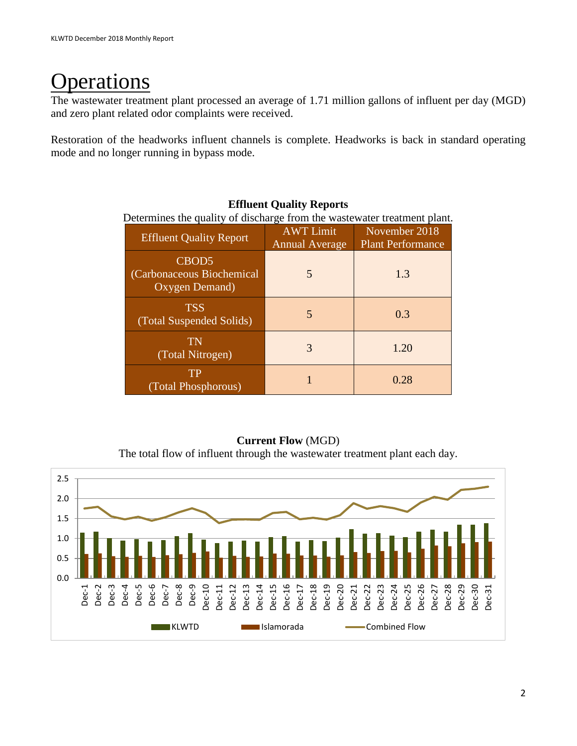# Operations

The wastewater treatment plant processed an average of 1.71 million gallons of influent per day (MGD) and zero plant related odor complaints were received.

Restoration of the headworks influent channels is complete. Headworks is back in standard operating mode and no longer running in bypass mode.

**Effluent Quality Reports**

Determines the quality of discharge from the wastewater treatment plant.

| Effluent Quality Report | AWT Limit Annual Average | November 2018 Plant Performance |
|---|---|---|
| CBOD5 (Carbonaceous Biochemical Oxygen Demand) | 5 | 1.3 |
| TSS (Total Suspended Solids) | 5 | 0.3 |
| TN (Total Nitrogen) | 3 | 1.20 |
| TP (Total Phosphorous) | 1 | 0.28 |

**Current Flow** (MGD)

The total flow of influent through the wastewater treatment plant each day.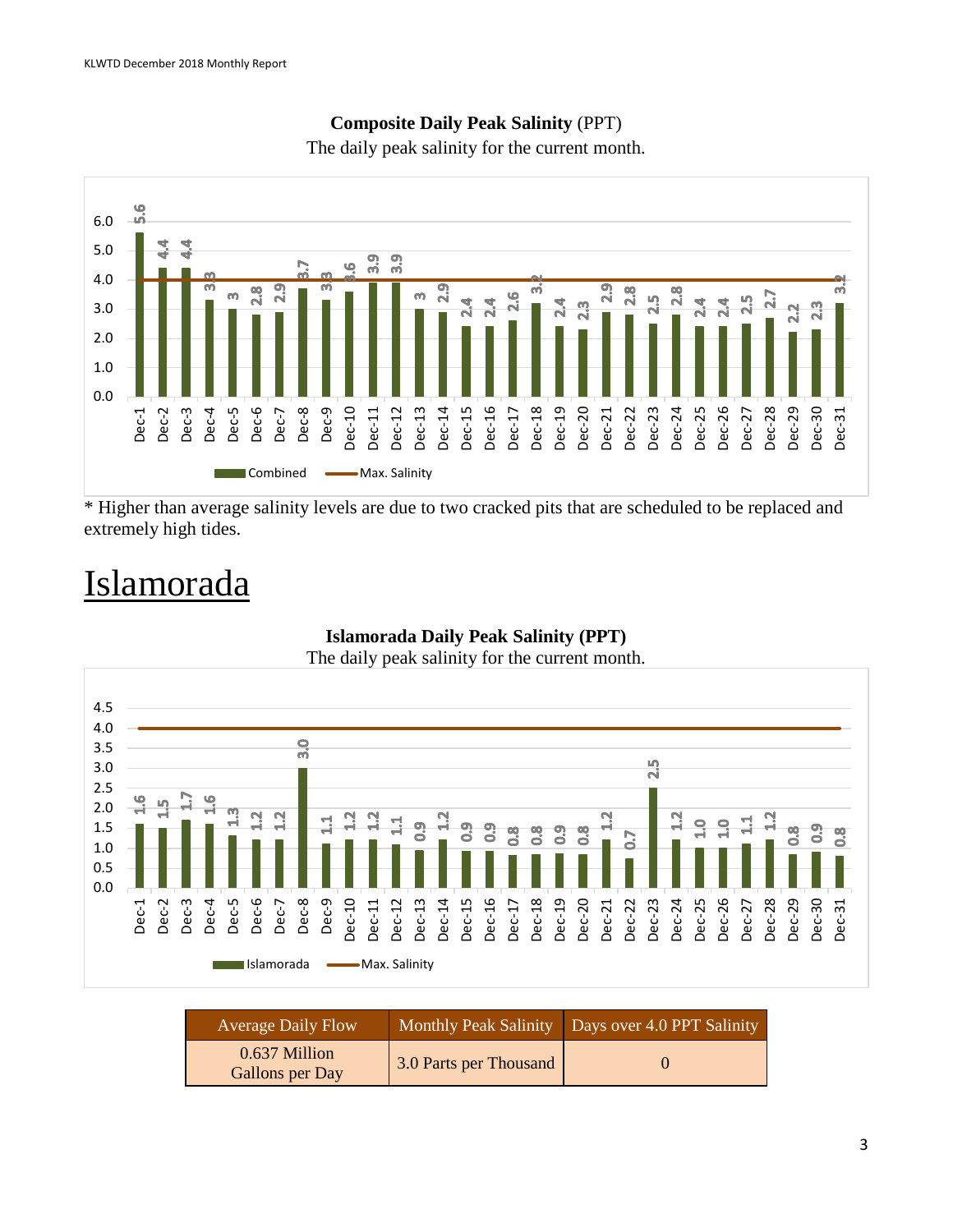**Composite Daily Peak Salinity** (PPT)
The daily peak salinity for the current month.

| Date | Combined | Max. Salinity |
|---|---|---|
| Dec-1 | 5.6 | 4.0 |
| Dec-2 | 4.4 | 4.0 |
| Dec-3 | 4.4 | 4.0 |
| Dec-4 | 3.3 | 4.0 |
| Dec-5 | 3 | 4.0 |
| Dec-6 | 2.8 | 4.0 |
| Dec-7 | 2.9 | 4.0 |
| Dec-8 | 3.7 | 4.0 |
| Dec-9 | 3.3 | 4.0 |
| Dec-10 | 3.6 | 4.0 |
| Dec-11 | 3.9 | 4.0 |
| Dec-12 | 3.9 | 4.0 |
| Dec-13 | 3 | 4.0 |
| Dec-14 | 2.9 | 4.0 |
| Dec-15 | 2.4 | 4.0 |
| Dec-16 | 2.4 | 4.0 |
| Dec-17 | 2.6 | 4.0 |
| Dec-18 | 3.2 | 4.0 |
| Dec-19 | 2.4 | 4.0 |
| Dec-20 | 2.3 | 4.0 |
| Dec-21 | 2.9 | 4.0 |
| Dec-22 | 2.8 | 4.0 |
| Dec-23 | 2.5 | 4.0 |
| Dec-24 | 2.8 | 4.0 |
| Dec-25 | 2.4 | 4.0 |
| Dec-26 | 2.4 | 4.0 |
| Dec-27 | 2.5 | 4.0 |
| Dec-28 | 2.7 | 4.0 |
| Dec-29 | 2.2 | 4.0 |
| Dec-30 | 2.3 | 4.0 |
| Dec-31 | 3.2 | 4.0 |

* Higher than average salinity levels are due to two cracked pits that are scheduled to be replaced and extremely high tides.

# Islamorada

**Islamorada Daily Peak Salinity (PPT)**
The daily peak salinity for the current month.

| Date | Islamorada | Max. Salinity |
|---|---|---|
| Dec-1 | 1.6 | 4.0 |
| Dec-2 | 1.5 | 4.0 |
| Dec-3 | 1.7 | 4.0 |
| Dec-4 | 1.6 | 4.0 |
| Dec-5 | 1.3 | 4.0 |
| Dec-6 | 1.2 | 4.0 |
| Dec-7 | 1.2 | 4.0 |
| Dec-8 | 3.0 | 4.0 |
| Dec-9 | 1.1 | 4.0 |
| Dec-10 | 1.2 | 4.0 |
| Dec-11 | 1.2 | 4.0 |
| Dec-12 | 1.1 | 4.0 |
| Dec-13 | 0.9 | 4.0 |
| Dec-14 | 1.2 | 4.0 |
| Dec-15 | 0.9 | 4.0 |
| Dec-16 | 0.9 | 4.0 |
| Dec-17 | 0.8 | 4.0 |
| Dec-18 | 0.8 | 4.0 |
| Dec-19 | 0.9 | 4.0 |
| Dec-20 | 0.8 | 4.0 |
| Dec-21 | 1.2 | 4.0 |
| Dec-22 | 0.7 | 4.0 |
| Dec-23 | 2.5 | 4.0 |
| Dec-24 | 1.2 | 4.0 |
| Dec-25 | 1.0 | 4.0 |
| Dec-26 | 1.0 | 4.0 |
| Dec-27 | 1.1 | 4.0 |
| Dec-28 | 1.2 | 4.0 |
| Dec-29 | 0.8 | 4.0 |
| Dec-30 | 0.9 | 4.0 |
| Dec-31 | 0.8 | 4.0 |

| Average Daily Flow | Monthly Peak Salinity | Days over 4.0 PPT Salinity |
|---|---|---|
| 0.637 Million Gallons per Day | 3.0 Parts per Thousand | 0 |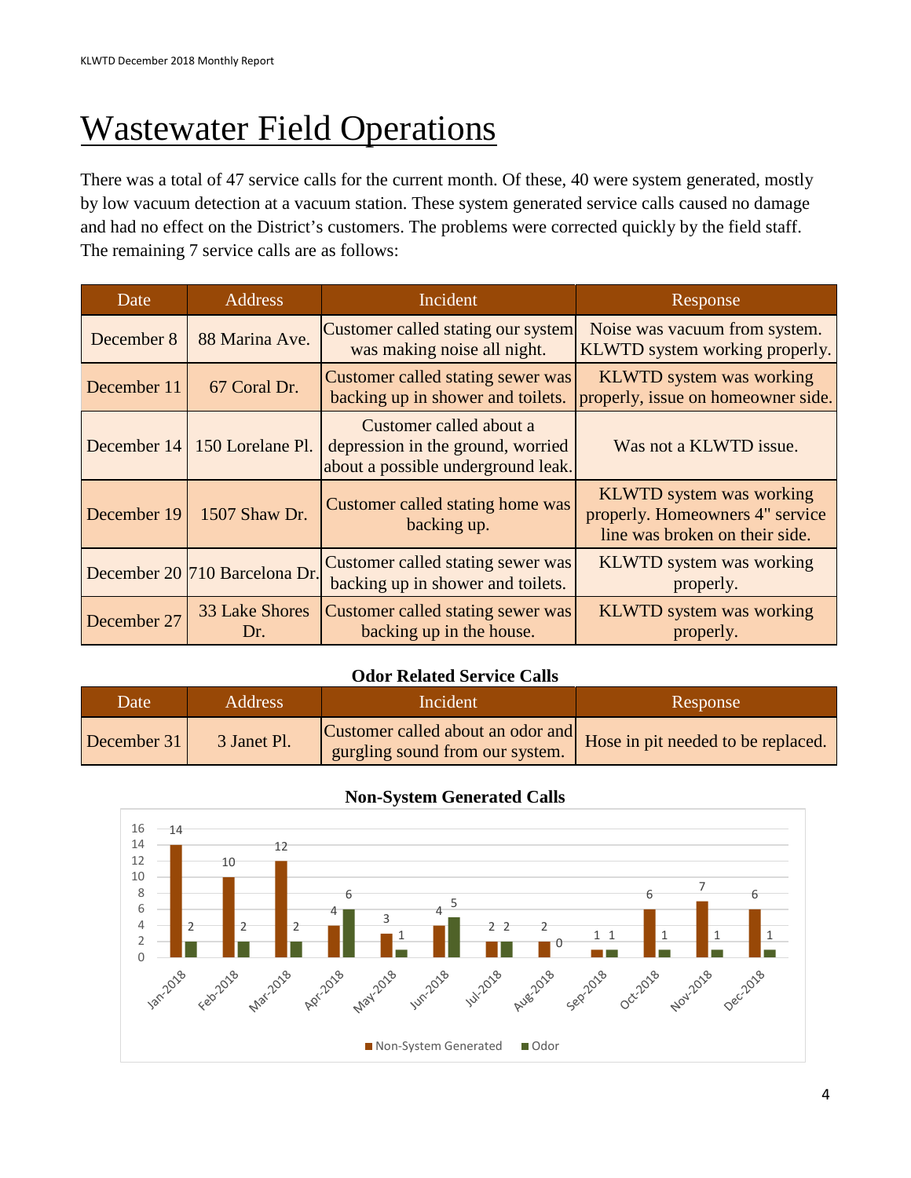# Wastewater Field Operations

There was a total of 47 service calls for the current month. Of these, 40 were system generated, mostly by low vacuum detection at a vacuum station. These system generated service calls caused no damage and had no effect on the District's customers. The problems were corrected quickly by the field staff. The remaining 7 service calls are as follows:

| Date | Address | Incident | Response |
|---|---|---|---|
| December 8 | 88 Marina Ave. | Customer called stating our system was making noise all night. | Noise was vacuum from system. KLWTD system working properly. |
| December 11 | 67 Coral Dr. | Customer called stating sewer was backing up in shower and toilets. | KLWTD system was working properly, issue on homeowner side. |
| December 14 | 150 Lorelane Pl. | Customer called about a depression in the ground, worried about a possible underground leak. | Was not a KLWTD issue. |
| December 19 | 1507 Shaw Dr. | Customer called stating home was backing up. | KLWTD system was working properly. Homeowners 4" service line was broken on their side. |
| December 20 | 710 Barcelona Dr. | Customer called stating sewer was backing up in shower and toilets. | KLWTD system was working properly. |
| December 27 | 33 Lake Shores Dr. | Customer called stating sewer was backing up in the house. | KLWTD system was working properly. |

**Odor Related Service Calls**

| Date | Address | Incident | Response |
|---|---|---|---|
| December 31 | 3 Janet Pl. | Customer called about an odor and gurgling sound from our system. | Hose in pit needed to be replaced. |

**Non-System Generated Calls**

| Month | Non-System Generated | Odor |
|---|---|---|
| Jan-2018 | 14 | 2 |
| Feb-2018 | 10 | 2 |
| Mar-2018 | 12 | 2 |
| Apr-2018 | 4 | 6 |
| May-2018 | 3 | 1 |
| Jun-2018 | 4 | 5 |
| Jul-2018 | 2 | 2 |
| Aug-2018 | 2 | 0 |
| Sep-2018 | 1 | 1 |
| Oct-2018 | 6 | 1 |
| Nov-2018 | 7 | 1 |
| Dec-2018 | 6 | 1 |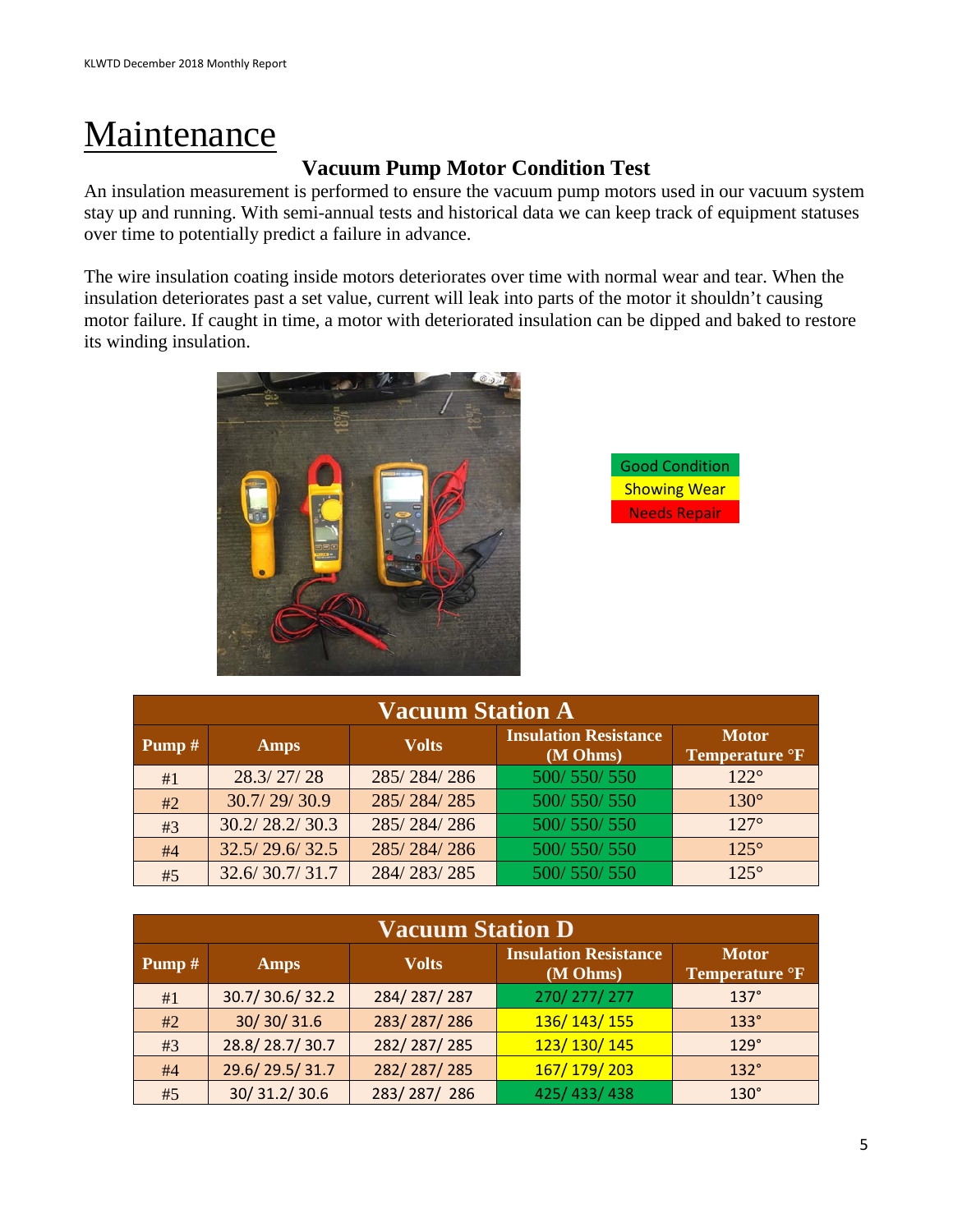# Maintenance

### Vacuum Pump Motor Condition Test

An insulation measurement is performed to ensure the vacuum pump motors used in our vacuum system stay up and running. With semi-annual tests and historical data we can keep track of equipment statuses over time to potentially predict a failure in advance.

The wire insulation coating inside motors deteriorates over time with normal wear and tear. When the insulation deteriorates past a set value, current will leak into parts of the motor it shouldn't causing motor failure. If caught in time, a motor with deteriorated insulation can be dipped and baked to restore its winding insulation.

| Legend |
| --- |
| Good Condition |
| Showing Wear |
| Needs Repair |

| Vacuum Station A | | | | |
| --- | --- | --- | --- | --- |
| Pump # | Amps | Volts | Insulation Resistance (M Ohms) | Motor Temperature °F |
| #1 | 28.3/ 27/ 28 | 285/ 284/ 286 | 500/ 550/ 550 | 122° |
| #2 | 30.7/ 29/ 30.9 | 285/ 284/ 285 | 500/ 550/ 550 | 130° |
| #3 | 30.2/ 28.2/ 30.3 | 285/ 284/ 286 | 500/ 550/ 550 | 127° |
| #4 | 32.5/ 29.6/ 32.5 | 285/ 284/ 286 | 500/ 550/ 550 | 125° |
| #5 | 32.6/ 30.7/ 31.7 | 284/ 283/ 285 | 500/ 550/ 550 | 125° |

| Vacuum Station D | | | | |
| --- | --- | --- | --- | --- |
| Pump # | Amps | Volts | Insulation Resistance (M Ohms) | Motor Temperature °F |
| #1 | 30.7/ 30.6/ 32.2 | 284/ 287/ 287 | 270/ 277/ 277 | 137° |
| #2 | 30/ 30/ 31.6 | 283/ 287/ 286 | 136/ 143/ 155 | 133° |
| #3 | 28.8/ 28.7/ 30.7 | 282/ 287/ 285 | 123/ 130/ 145 | 129° |
| #4 | 29.6/ 29.5/ 31.7 | 282/ 287/ 285 | 167/ 179/ 203 | 132° |
| #5 | 30/ 31.2/ 30.6 | 283/ 287/ 286 | 425/ 433/ 438 | 130° |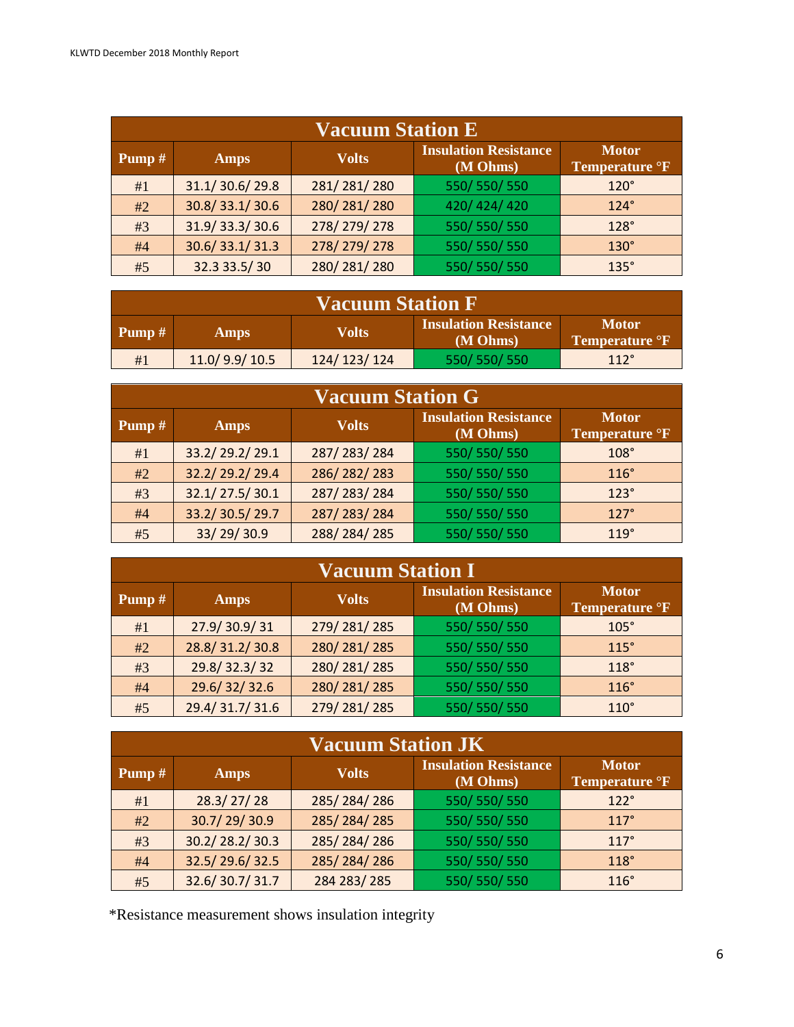| Vacuum Station E | | | | |
|---|---|---|---|---|
| Pump # | Amps | Volts | Insulation Resistance (M Ohms) | Motor Temperature °F |
| #1 | 31.1/ 30.6/ 29.8 | 281/ 281/ 280 | 550/ 550/ 550 | 120° |
| #2 | 30.8/ 33.1/ 30.6 | 280/ 281/ 280 | 420/ 424/ 420 | 124° |
| #3 | 31.9/ 33.3/ 30.6 | 278/ 279/ 278 | 550/ 550/ 550 | 128° |
| #4 | 30.6/ 33.1/ 31.3 | 278/ 279/ 278 | 550/ 550/ 550 | 130° |
| #5 | 32.3 33.5/ 30 | 280/ 281/ 280 | 550/ 550/ 550 | 135° |

| Vacuum Station F | | | | |
|---|---|---|---|---|
| Pump # | Amps | Volts | Insulation Resistance (M Ohms) | Motor Temperature °F |
| #1 | 11.0/ 9.9/ 10.5 | 124/ 123/ 124 | 550/ 550/ 550 | 112° |

| Vacuum Station G | | | | |
|---|---|---|---|---|
| Pump # | Amps | Volts | Insulation Resistance (M Ohms) | Motor Temperature °F |
| #1 | 33.2/ 29.2/ 29.1 | 287/ 283/ 284 | 550/ 550/ 550 | 108° |
| #2 | 32.2/ 29.2/ 29.4 | 286/ 282/ 283 | 550/ 550/ 550 | 116° |
| #3 | 32.1/ 27.5/ 30.1 | 287/ 283/ 284 | 550/ 550/ 550 | 123° |
| #4 | 33.2/ 30.5/ 29.7 | 287/ 283/ 284 | 550/ 550/ 550 | 127° |
| #5 | 33/ 29/ 30.9 | 288/ 284/ 285 | 550/ 550/ 550 | 119° |

| Vacuum Station I | | | | |
|---|---|---|---|---|
| Pump # | Amps | Volts | Insulation Resistance (M Ohms) | Motor Temperature °F |
| #1 | 27.9/ 30.9/ 31 | 279/ 281/ 285 | 550/ 550/ 550 | 105° |
| #2 | 28.8/ 31.2/ 30.8 | 280/ 281/ 285 | 550/ 550/ 550 | 115° |
| #3 | 29.8/ 32.3/ 32 | 280/ 281/ 285 | 550/ 550/ 550 | 118° |
| #4 | 29.6/ 32/ 32.6 | 280/ 281/ 285 | 550/ 550/ 550 | 116° |
| #5 | 29.4/ 31.7/ 31.6 | 279/ 281/ 285 | 550/ 550/ 550 | 110° |

| Vacuum Station JK | | | | |
|---|---|---|---|---|
| Pump # | Amps | Volts | Insulation Resistance (M Ohms) | Motor Temperature °F |
| #1 | 28.3/ 27/ 28 | 285/ 284/ 286 | 550/ 550/ 550 | 122° |
| #2 | 30.7/ 29/ 30.9 | 285/ 284/ 285 | 550/ 550/ 550 | 117° |
| #3 | 30.2/ 28.2/ 30.3 | 285/ 284/ 286 | 550/ 550/ 550 | 117° |
| #4 | 32.5/ 29.6/ 32.5 | 285/ 284/ 286 | 550/ 550/ 550 | 118° |
| #5 | 32.6/ 30.7/ 31.7 | 284 283/ 285 | 550/ 550/ 550 | 116° |

*Resistance measurement shows insulation integrity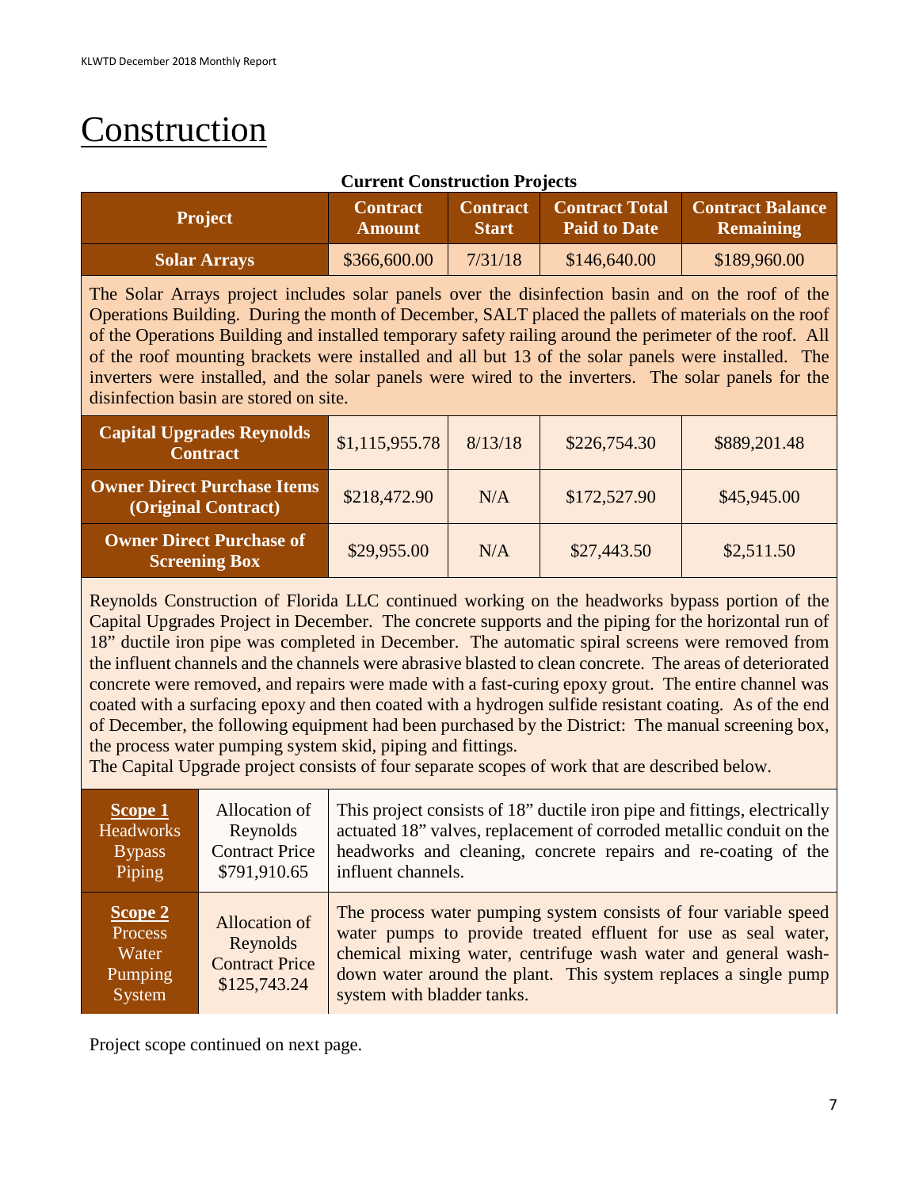# Construction

**Current Construction Projects**

| Project | Contract Amount | Contract Start | Contract Total Paid to Date | Contract Balance Remaining |
|---|---|---|---|---|
| **Solar Arrays** | $366,600.00 | 7/31/18 | $146,640.00 | $189,960.00 |

The Solar Arrays project includes solar panels over the disinfection basin and on the roof of the Operations Building. During the month of December, SALT placed the pallets of materials on the roof of the Operations Building and installed temporary safety railing around the perimeter of the roof. All of the roof mounting brackets were installed and all but 13 of the solar panels were installed. The inverters were installed, and the solar panels were wired to the inverters. The solar panels for the disinfection basin are stored on site.

| Project | Contract Amount | Contract Start | Contract Total Paid to Date | Contract Balance Remaining |
|---|---|---|---|---|
| **Capital Upgrades Reynolds Contract** | $1,115,955.78 | 8/13/18 | $226,754.30 | $889,201.48 |
| **Owner Direct Purchase Items (Original Contract)** | $218,472.90 | N/A | $172,527.90 | $45,945.00 |
| **Owner Direct Purchase of Screening Box** | $29,955.00 | N/A | $27,443.50 | $2,511.50 |

Reynolds Construction of Florida LLC continued working on the headworks bypass portion of the Capital Upgrades Project in December. The concrete supports and the piping for the horizontal run of 18" ductile iron pipe was completed in December. The automatic spiral screens were removed from the influent channels and the channels were abrasive blasted to clean concrete. The areas of deteriorated concrete were removed, and repairs were made with a fast-curing epoxy grout. The entire channel was coated with a surfacing epoxy and then coated with a hydrogen sulfide resistant coating. As of the end of December, the following equipment had been purchased by the District: The manual screening box, the process water pumping system skid, piping and fittings.

The Capital Upgrade project consists of four separate scopes of work that are described below.

| Scope | Allocation | Description |
|---|---|---|
| **Scope 1** Headworks Bypass Piping | Allocation of Reynolds Contract Price $791,910.65 | This project consists of 18" ductile iron pipe and fittings, electrically actuated 18" valves, replacement of corroded metallic conduit on the headworks and cleaning, concrete repairs and re-coating of the influent channels. |
| **Scope 2** Process Water Pumping System | Allocation of Reynolds Contract Price $125,743.24 | The process water pumping system consists of four variable speed water pumps to provide treated effluent for use as seal water, chemical mixing water, centrifuge wash water and general wash-down water around the plant. This system replaces a single pump system with bladder tanks. |

Project scope continued on next page.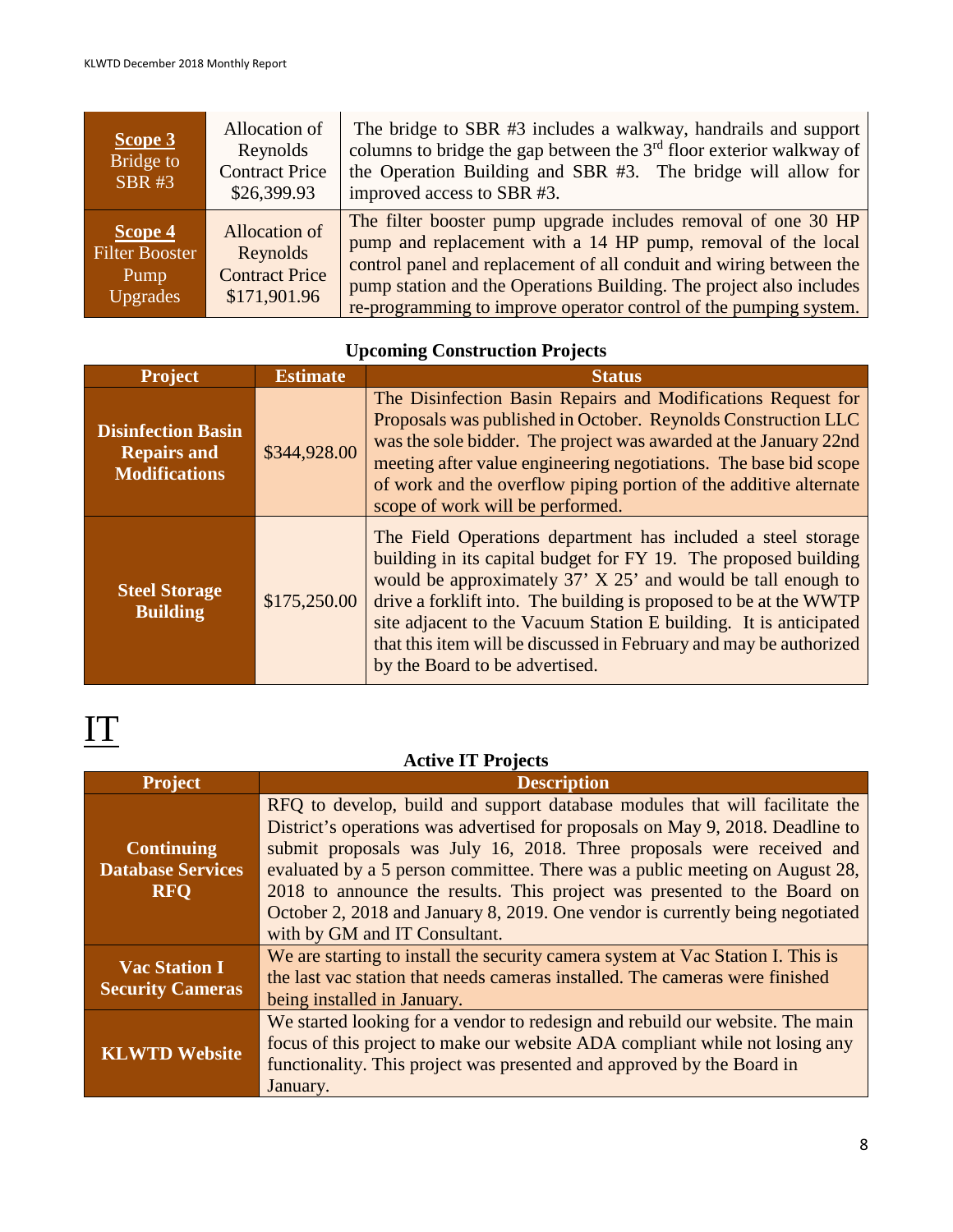| **Scope 3** Bridge to SBR #3 | Allocation of Reynolds Contract Price $26,399.93 | The bridge to SBR #3 includes a walkway, handrails and support columns to bridge the gap between the 3rd floor exterior walkway of the Operation Building and SBR #3. The bridge will allow for improved access to SBR #3. |
|---|---|---|
| **Scope 4** Filter Booster Pump Upgrades | Allocation of Reynolds Contract Price $171,901.96 | The filter booster pump upgrade includes removal of one 30 HP pump and replacement with a 14 HP pump, removal of the local control panel and replacement of all conduit and wiring between the pump station and the Operations Building. The project also includes re-programming to improve operator control of the pumping system. |

**Upcoming Construction Projects**

| Project | Estimate | Status |
|---|---|---|
| **Disinfection Basin Repairs and Modifications** | $344,928.00 | The Disinfection Basin Repairs and Modifications Request for Proposals was published in October. Reynolds Construction LLC was the sole bidder. The project was awarded at the January 22nd meeting after value engineering negotiations. The base bid scope of work and the overflow piping portion of the additive alternate scope of work will be performed. |
| **Steel Storage Building** | $175,250.00 | The Field Operations department has included a steel storage building in its capital budget for FY 19. The proposed building would be approximately 37' X 25' and would be tall enough to drive a forklift into. The building is proposed to be at the WWTP site adjacent to the Vacuum Station E building. It is anticipated that this item will be discussed in February and may be authorized by the Board to be advertised. |

# IT

**Active IT Projects**

| Project | Description |
|---|---|
| **Continuing Database Services RFQ** | RFQ to develop, build and support database modules that will facilitate the District's operations was advertised for proposals on May 9, 2018. Deadline to submit proposals was July 16, 2018. Three proposals were received and evaluated by a 5 person committee. There was a public meeting on August 28, 2018 to announce the results. This project was presented to the Board on October 2, 2018 and January 8, 2019. One vendor is currently being negotiated with by GM and IT Consultant. |
| **Vac Station I Security Cameras** | We are starting to install the security camera system at Vac Station I. This is the last vac station that needs cameras installed. The cameras were finished being installed in January. |
| **KLWTD Website** | We started looking for a vendor to redesign and rebuild our website. The main focus of this project to make our website ADA compliant while not losing any functionality. This project was presented and approved by the Board in January. |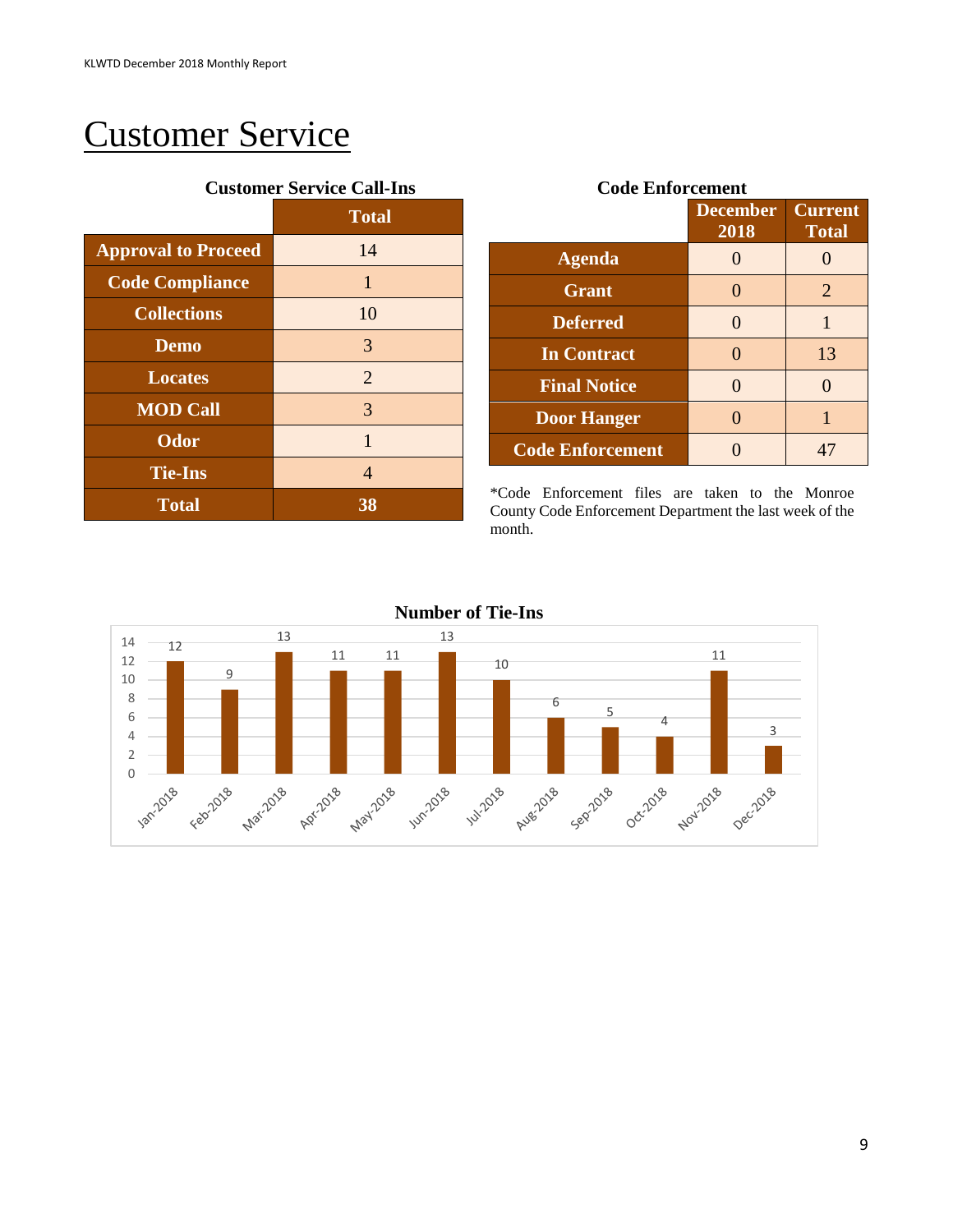# Customer Service

**Customer Service Call-Ins**

| | Total |
|---|---|
| **Approval to Proceed** | 14 |
| **Code Compliance** | 1 |
| **Collections** | 10 |
| **Demo** | 3 |
| **Locates** | 2 |
| **MOD Call** | 3 |
| **Odor** | 1 |
| **Tie-Ins** | 4 |
| **Total** | **38** |

**Code Enforcement**

| | December 2018 | Current Total |
|---|---|---|
| **Agenda** | 0 | 0 |
| **Grant** | 0 | 2 |
| **Deferred** | 0 | 1 |
| **In Contract** | 0 | 13 |
| **Final Notice** | 0 | 0 |
| **Door Hanger** | 0 | 1 |
| **Code Enforcement** | 0 | 47 |

*Code Enforcement files are taken to the Monroe County Code Enforcement Department the last week of the month.

**Number of Tie-Ins**

| Month | Tie-Ins |
|---|---|
| Jan-2018 | 12 |
| Feb-2018 | 9 |
| Mar-2018 | 13 |
| Apr-2018 | 11 |
| May-2018 | 11 |
| Jun-2018 | 13 |
| Jul-2018 | 10 |
| Aug-2018 | 6 |
| Sep-2018 | 5 |
| Oct-2018 | 4 |
| Nov-2018 | 11 |
| Dec-2018 | 3 |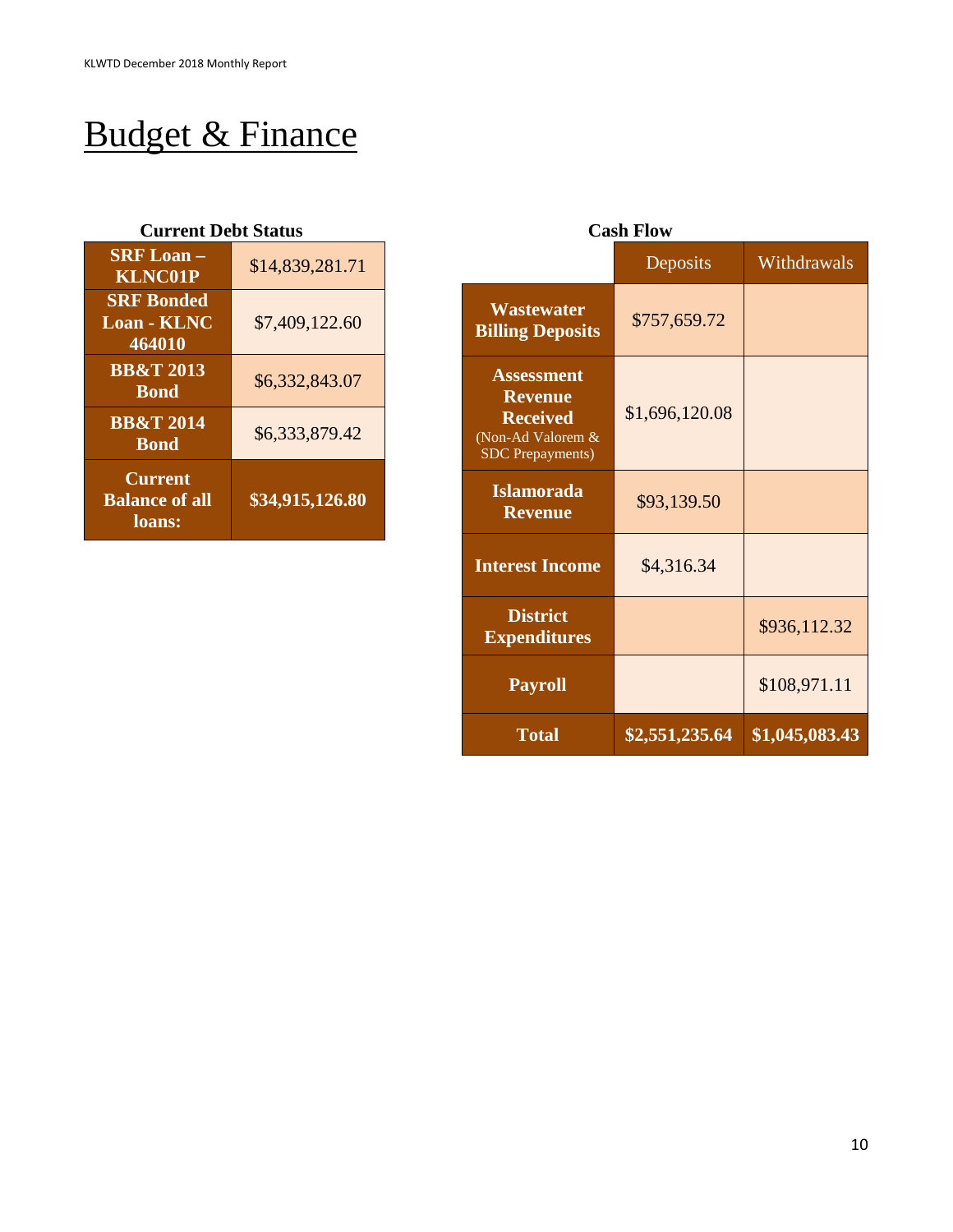# Budget & Finance

**Current Debt Status**

| | |
|---|---|
| **SRF Loan – KLNC01P** | $14,839,281.71 |
| **SRF Bonded Loan - KLNC 464010** | $7,409,122.60 |
| **BB&T 2013 Bond** | $6,332,843.07 |
| **BB&T 2014 Bond** | $6,333,879.42 |
| **Current Balance of all loans:** | **$34,915,126.80** |

**Cash Flow**

| | Deposits | Withdrawals |
|---|---|---|
| **Wastewater Billing Deposits** | $757,659.72 | |
| **Assessment Revenue Received** (Non-Ad Valorem & SDC Prepayments) | $1,696,120.08 | |
| **Islamorada Revenue** | $93,139.50 | |
| **Interest Income** | $4,316.34 | |
| **District Expenditures** | | $936,112.32 |
| **Payroll** | | $108,971.11 |
| **Total** | **$2,551,235.64** | **$1,045,083.43** |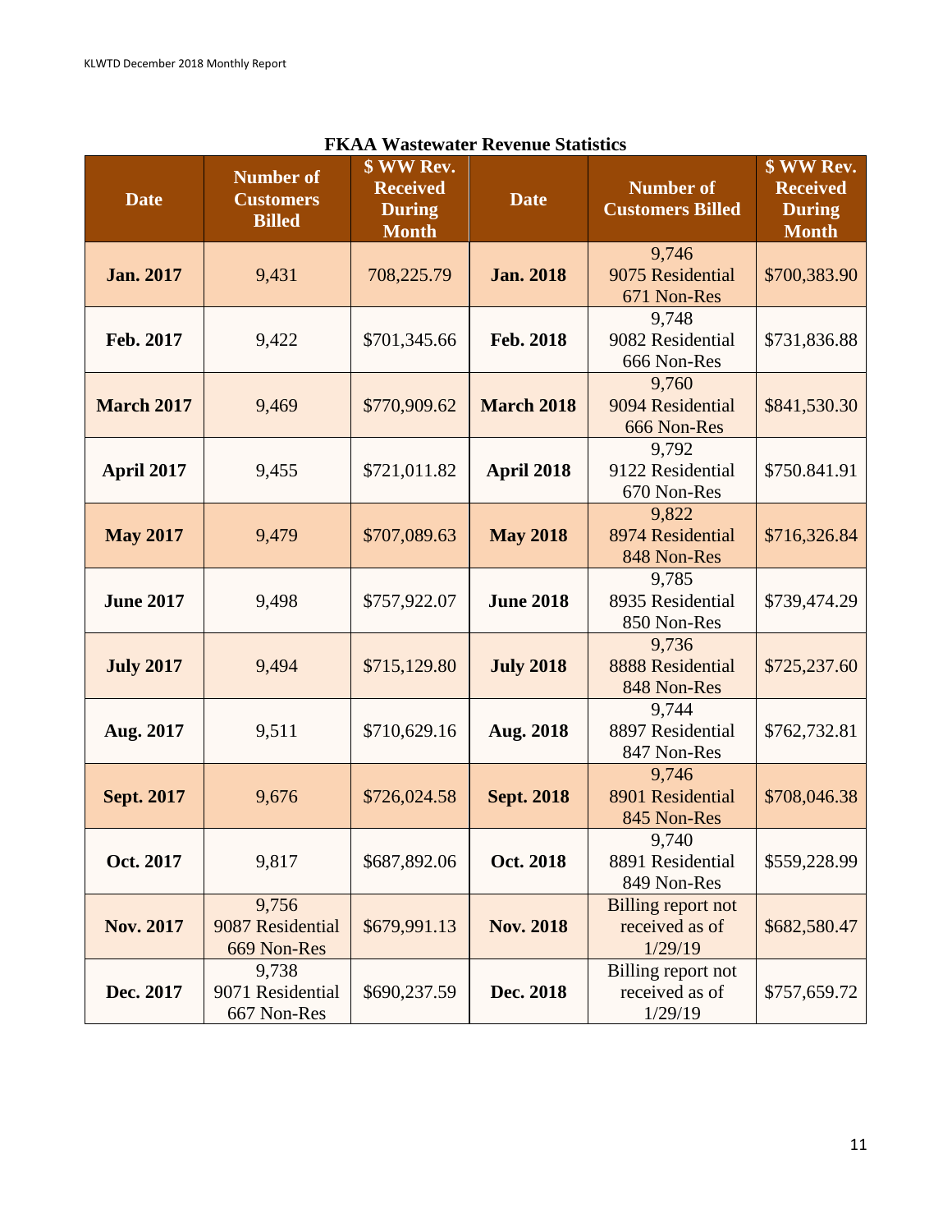## FKAA Wastewater Revenue Statistics

| Date | Number of Customers Billed | $ WW Rev. Received During Month | Date | Number of Customers Billed | $ WW Rev. Received During Month |
|---|---|---|---|---|---|
| **Jan. 2017** | 9,431 | 708,225.79 | **Jan. 2018** | 9,746<br>9075 Residential<br>671 Non-Res | $700,383.90 |
| **Feb. 2017** | 9,422 | $701,345.66 | **Feb. 2018** | 9,748<br>9082 Residential<br>666 Non-Res | $731,836.88 |
| **March 2017** | 9,469 | $770,909.62 | **March 2018** | 9,760<br>9094 Residential<br>666 Non-Res | $841,530.30 |
| **April 2017** | 9,455 | $721,011.82 | **April 2018** | 9,792<br>9122 Residential<br>670 Non-Res | $750.841.91 |
| **May 2017** | 9,479 | $707,089.63 | **May 2018** | 9,822<br>8974 Residential<br>848 Non-Res | $716,326.84 |
| **June 2017** | 9,498 | $757,922.07 | **June 2018** | 9,785<br>8935 Residential<br>850 Non-Res | $739,474.29 |
| **July 2017** | 9,494 | $715,129.80 | **July 2018** | 9,736<br>8888 Residential<br>848 Non-Res | $725,237.60 |
| **Aug. 2017** | 9,511 | $710,629.16 | **Aug. 2018** | 9,744<br>8897 Residential<br>847 Non-Res | $762,732.81 |
| **Sept. 2017** | 9,676 | $726,024.58 | **Sept. 2018** | 9,746<br>8901 Residential<br>845 Non-Res | $708,046.38 |
| **Oct. 2017** | 9,817 | $687,892.06 | **Oct. 2018** | 9,740<br>8891 Residential<br>849 Non-Res | $559,228.99 |
| **Nov. 2017** | 9,756<br>9087 Residential<br>669 Non-Res | $679,991.13 | **Nov. 2018** | Billing report not received as of 1/29/19 | $682,580.47 |
| **Dec. 2017** | 9,738<br>9071 Residential<br>667 Non-Res | $690,237.59 | **Dec. 2018** | Billing report not received as of 1/29/19 | $757,659.72 |